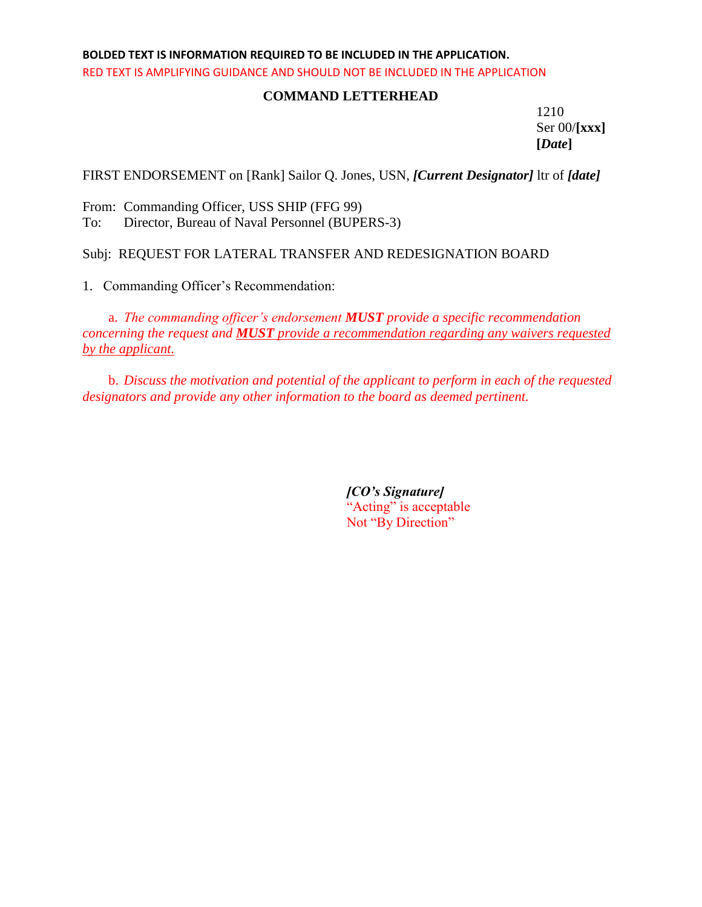**BOLDED TEXT IS INFORMATION REQUIRED TO BE INCLUDED IN THE APPLICATION.**

RED TEXT IS AMPLIFYING GUIDANCE AND SHOULD NOT BE INCLUDED IN THE APPLICATION

**COMMAND LETTERHEAD**

1210
Ser 00/**[xxx]**
**[*Date*]**

FIRST ENDORSEMENT on [Rank] Sailor Q. Jones, USN, ***[Current Designator]*** ltr of ***[date]***

From: Commanding Officer, USS SHIP (FFG 99)
To: Director, Bureau of Naval Personnel (BUPERS-3)

Subj: REQUEST FOR LATERAL TRANSFER AND REDESIGNATION BOARD

1. Commanding Officer's Recommendation:

    a. *The commanding officer's endorsement **MUST** provide a specific recommendation concerning the request and **MUST** provide a recommendation regarding any waivers requested by the applicant.*

    b. *Discuss the motivation and potential of the applicant to perform in each of the requested designators and provide any other information to the board as deemed pertinent.*

***[CO's Signature]***
"Acting" is acceptable
Not "By Direction"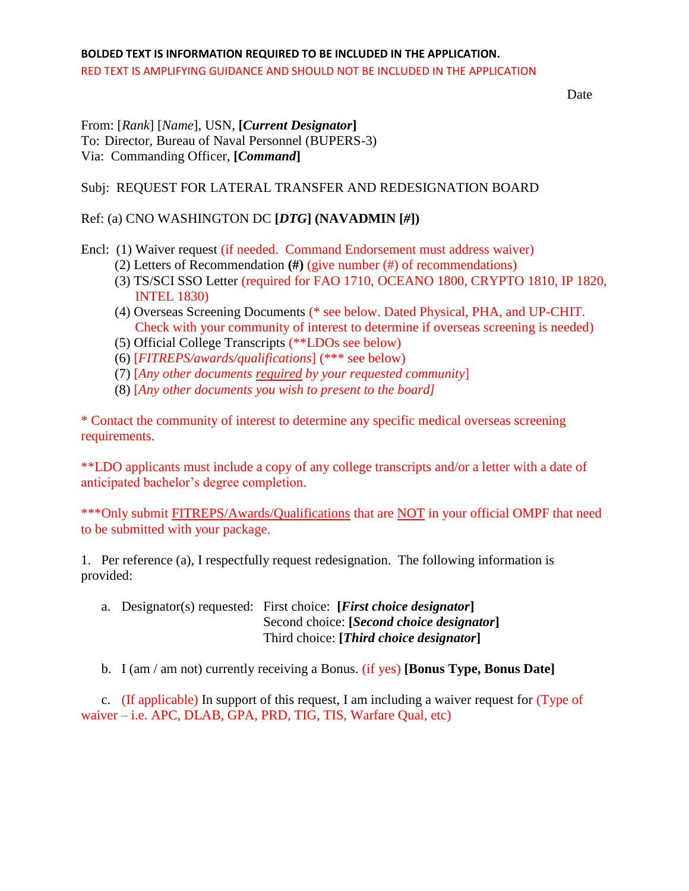**BOLDED TEXT IS INFORMATION REQUIRED TO BE INCLUDED IN THE APPLICATION.**

RED TEXT IS AMPLIFYING GUIDANCE AND SHOULD NOT BE INCLUDED IN THE APPLICATION

Date

From: [*Rank*] [*Name*], USN, **[*Current Designator*]**
To: Director, Bureau of Naval Personnel (BUPERS-3)
Via: Commanding Officer, **[*Command*]**

Subj: REQUEST FOR LATERAL TRANSFER AND REDESIGNATION BOARD

Ref: (a) CNO WASHINGTON DC **[*DTG*] (NAVADMIN [#])**

Encl: (1) Waiver request (if needed. Command Endorsement must address waiver)
(2) Letters of Recommendation **(#)** (give number (#) of recommendations)
(3) TS/SCI SSO Letter (required for FAO 1710, OCEANO 1800, CRYPTO 1810, IP 1820, INTEL 1830)
(4) Overseas Screening Documents (* see below. Dated Physical, PHA, and UP-CHIT. Check with your community of interest to determine if overseas screening is needed)
(5) Official College Transcripts (**LDOs see below)
(6) [*FITREPS/awards/qualifications*] (*** see below)
(7) [*Any other documents required by your requested community*]
(8) [*Any other documents you wish to present to the board]*

* Contact the community of interest to determine any specific medical overseas screening requirements.

**LDO applicants must include a copy of any college transcripts and/or a letter with a date of anticipated bachelor's degree completion.

***Only submit FITREPS/Awards/Qualifications that are NOT in your official OMPF that need to be submitted with your package.

1. Per reference (a), I respectfully request redesignation. The following information is provided:

a. Designator(s) requested: First choice: **[*First choice designator*]**
Second choice: **[*Second choice designator*]**
Third choice: **[*Third choice designator*]**

b. I (am / am not) currently receiving a Bonus. (if yes) **[Bonus Type, Bonus Date]**

c. (If applicable) In support of this request, I am including a waiver request for (Type of waiver – i.e. APC, DLAB, GPA, PRD, TIG, TIS, Warfare Qual, etc)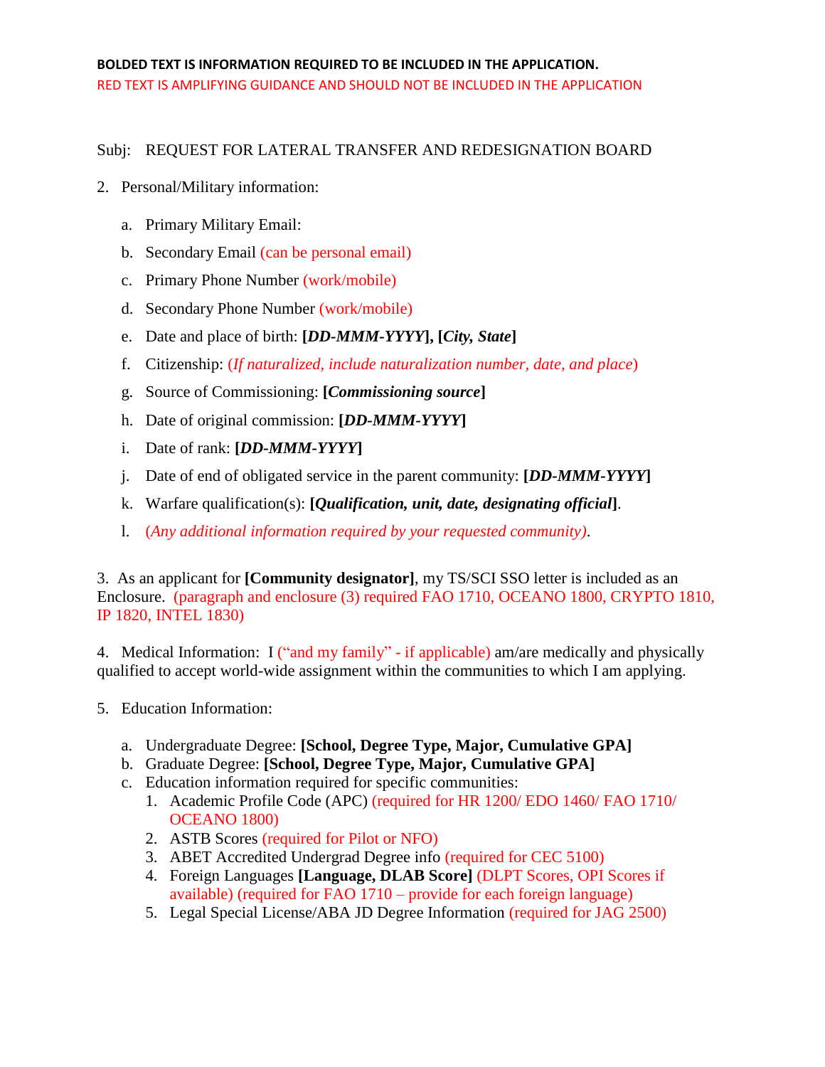**BOLDED TEXT IS INFORMATION REQUIRED TO BE INCLUDED IN THE APPLICATION.**

RED TEXT IS AMPLIFYING GUIDANCE AND SHOULD NOT BE INCLUDED IN THE APPLICATION

Subj: REQUEST FOR LATERAL TRANSFER AND REDESIGNATION BOARD

2. Personal/Military information:

   a. Primary Military Email:

   b. Secondary Email (can be personal email)

   c. Primary Phone Number (work/mobile)

   d. Secondary Phone Number (work/mobile)

   e. Date and place of birth: **[*DD-MMM-YYYY*], [*City, State*]**

   f. Citizenship: (*If naturalized, include naturalization number, date, and place*)

   g. Source of Commissioning: **[*Commissioning source*]**

   h. Date of original commission: **[*DD-MMM-YYYY*]**

   i. Date of rank: **[*DD-MMM-YYYY*]**

   j. Date of end of obligated service in the parent community: **[*DD-MMM-YYYY*]**

   k. Warfare qualification(s): **[*Qualification, unit, date, designating official*]**.

   l. (*Any additional information required by your requested community)*.

3. As an applicant for **[Community designator]**, my TS/SCI SSO letter is included as an Enclosure. (paragraph and enclosure (3) required FAO 1710, OCEANO 1800, CRYPTO 1810, IP 1820, INTEL 1830)

4. Medical Information: I ("and my family" - if applicable) am/are medically and physically qualified to accept world-wide assignment within the communities to which I am applying.

5. Education Information:

   a. Undergraduate Degree: **[School, Degree Type, Major, Cumulative GPA]**
   b. Graduate Degree: **[School, Degree Type, Major, Cumulative GPA]**
   c. Education information required for specific communities:
      1. Academic Profile Code (APC) (required for HR 1200/ EDO 1460/ FAO 1710/ OCEANO 1800)
      2. ASTB Scores (required for Pilot or NFO)
      3. ABET Accredited Undergrad Degree info (required for CEC 5100)
      4. Foreign Languages **[Language, DLAB Score]** (DLPT Scores, OPI Scores if available) (required for FAO 1710 – provide for each foreign language)
      5. Legal Special License/ABA JD Degree Information (required for JAG 2500)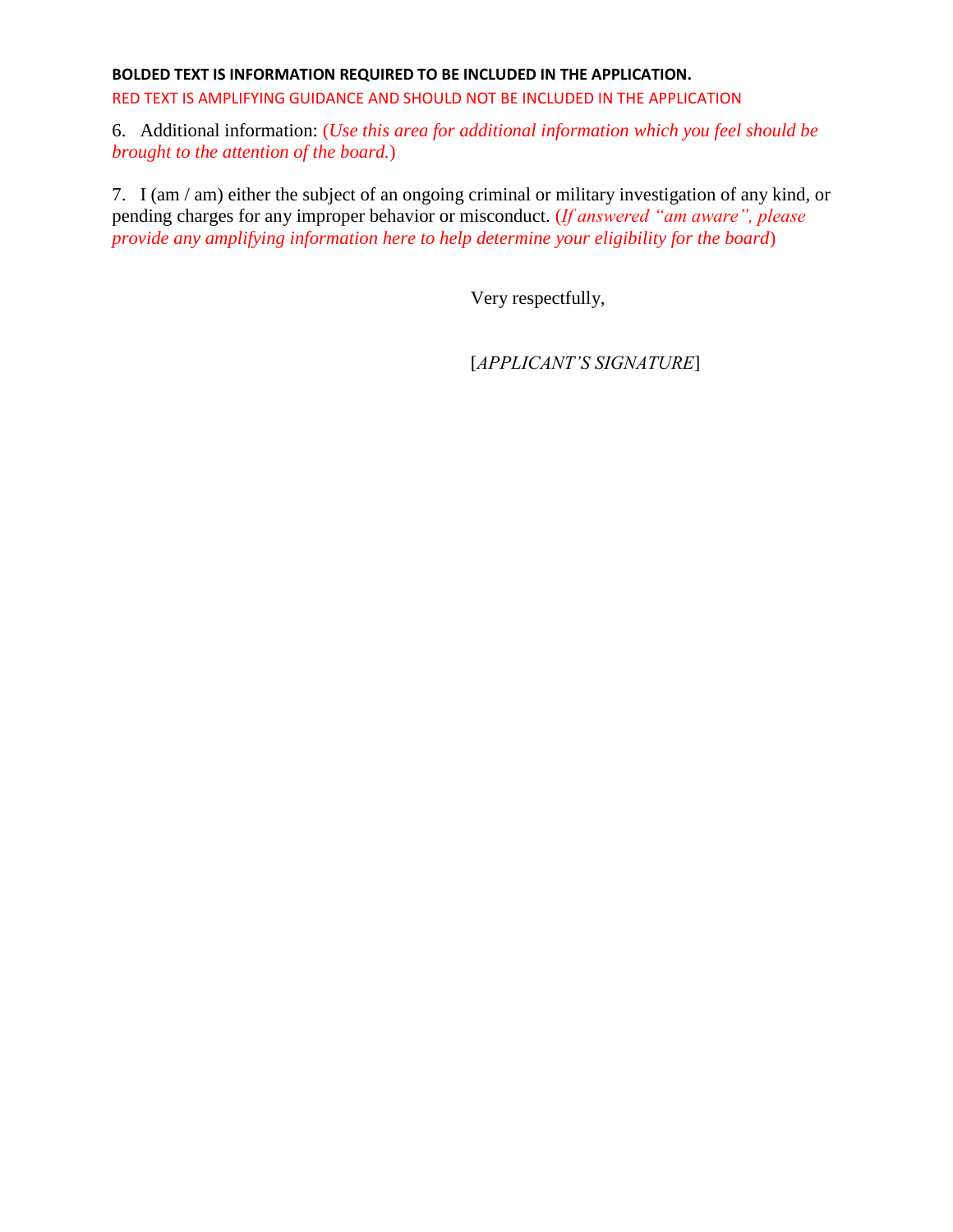**BOLDED TEXT IS INFORMATION REQUIRED TO BE INCLUDED IN THE APPLICATION.**

RED TEXT IS AMPLIFYING GUIDANCE AND SHOULD NOT BE INCLUDED IN THE APPLICATION

6. Additional information: (*Use this area for additional information which you feel should be brought to the attention of the board.*)

7. I (am / am) either the subject of an ongoing criminal or military investigation of any kind, or pending charges for any improper behavior or misconduct. (*If answered "am aware", please provide any amplifying information here to help determine your eligibility for the board*)

Very respectfully,

[*APPLICANT'S SIGNATURE*]